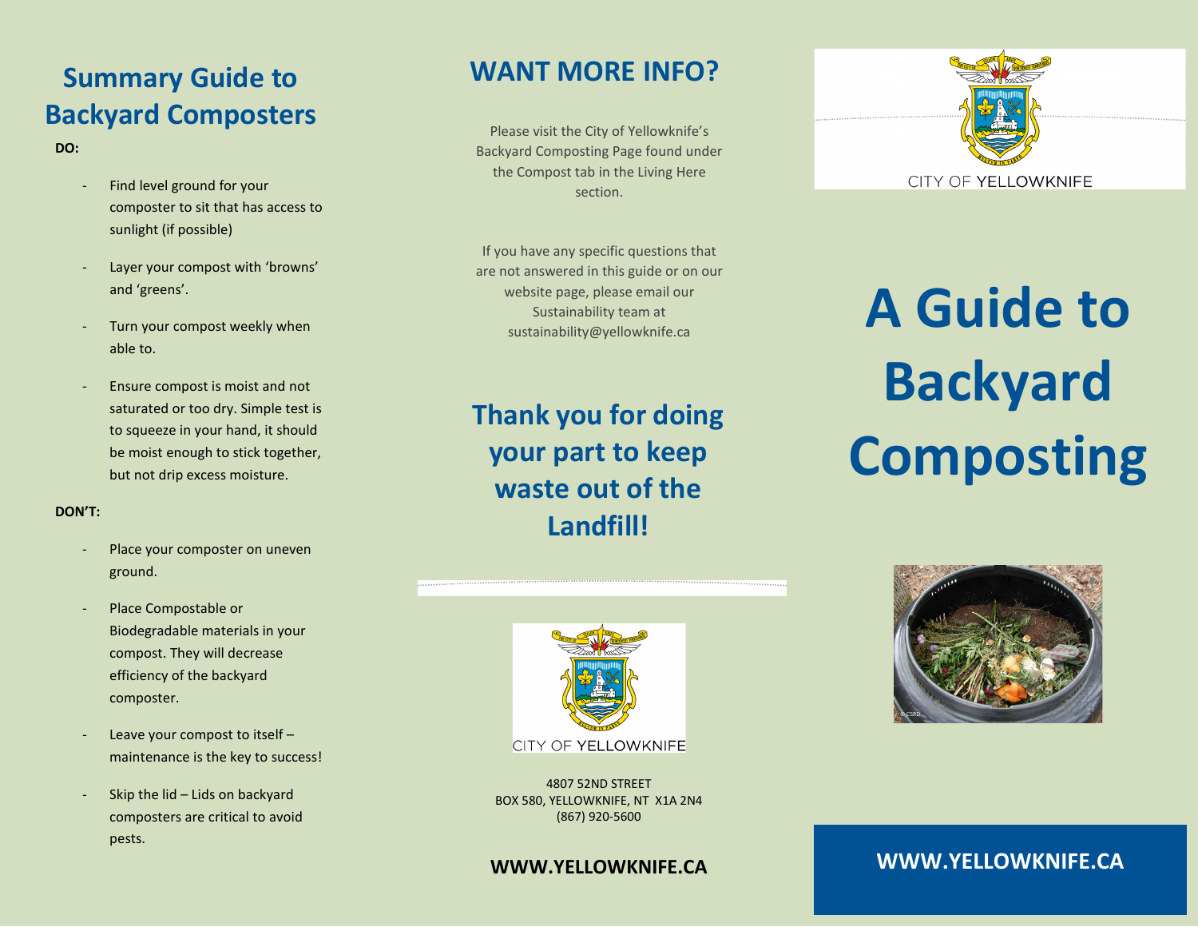## Summary Guide to Backyard Composters

**DO:**

- Find level ground for your composter to sit that has access to sunlight (if possible)
- Layer your compost with 'browns' and 'greens'.
- Turn your compost weekly when able to.
- Ensure compost is moist and not saturated or too dry. Simple test is to squeeze in your hand, it should be moist enough to stick together, but not drip excess moisture.

**DON'T:**

- Place your composter on uneven ground.
- Place Compostable or Biodegradable materials in your compost. They will decrease efficiency of the backyard composter.
- Leave your compost to itself – maintenance is the key to success!
- Skip the lid – Lids on backyard composters are critical to avoid pests.

## WANT MORE INFO?

Please visit the City of Yellowknife's Backyard Composting Page found under the Compost tab in the Living Here section.

If you have any specific questions that are not answered in this guide or on our website page, please email our Sustainability team at sustainability@yellowknife.ca

## Thank you for doing your part to keep waste out of the Landfill!

CITY OF YELLOWKNIFE

4807 52ND STREET
BOX 580, YELLOWKNIFE, NT X1A 2N4
(867) 920-5600

**WWW.YELLOWKNIFE.CA**

CITY OF YELLOWKNIFE

# A Guide to Backyard Composting

**WWW.YELLOWKNIFE.CA**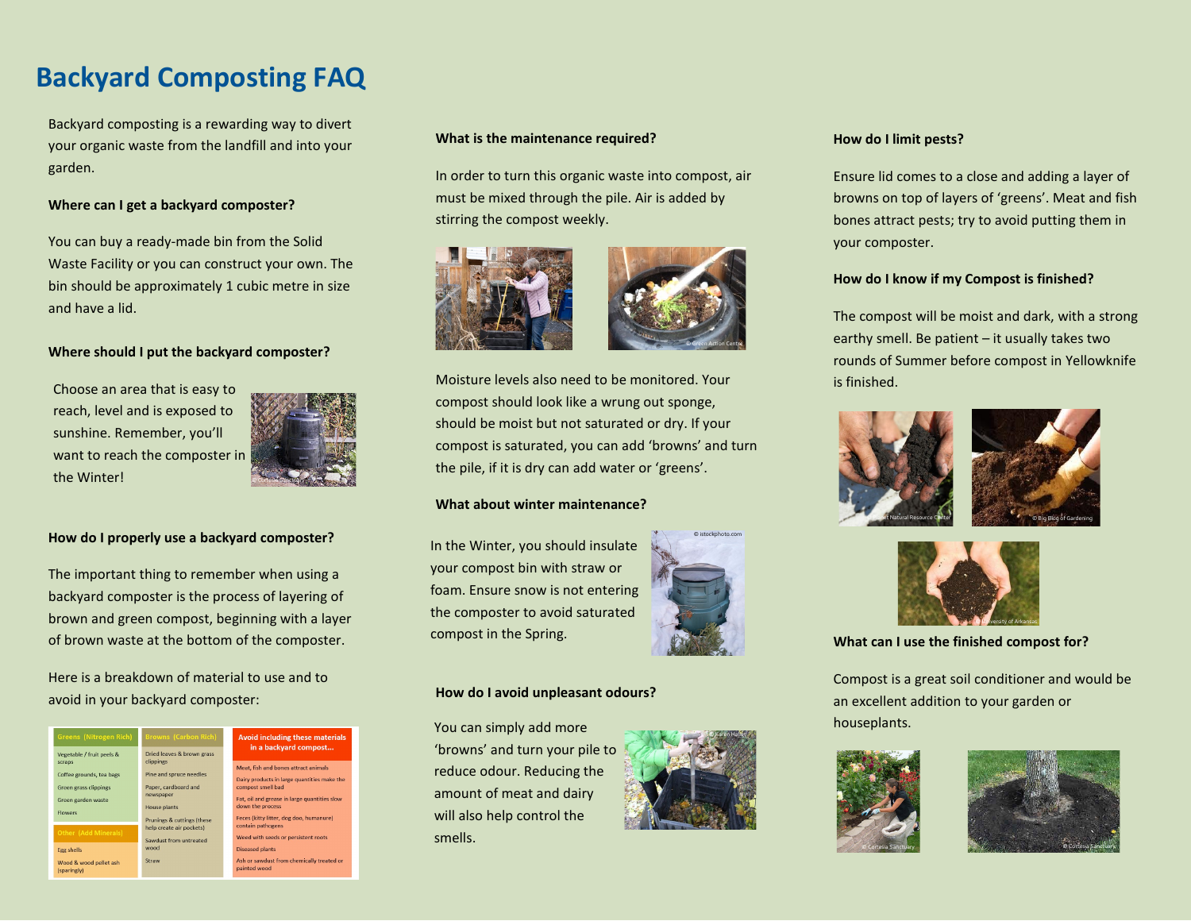# Backyard Composting FAQ

Backyard composting is a rewarding way to divert your organic waste from the landfill and into your garden.

**Where can I get a backyard composter?**

You can buy a ready-made bin from the Solid Waste Facility or you can construct your own. The bin should be approximately 1 cubic metre in size and have a lid.

**Where should I put the backyard composter?**

Choose an area that is easy to reach, level and is exposed to sunshine. Remember, you'll want to reach the composter in the Winter!

**How do I properly use a backyard composter?**

The important thing to remember when using a backyard composter is the process of layering of brown and green compost, beginning with a layer of brown waste at the bottom of the composter.

Here is a breakdown of material to use and to avoid in your backyard composter:

| Greens (Nitrogen Rich) | Browns (Carbon Rich) | Avoid including these materials in a backyard compost... |
|---|---|---|
| Vegetable / fruit peels & scraps | Dried leaves & brown grass clippings | Meat, fish and bones attract animals |
| Coffee grounds, tea bags | Pine and spruce needles | Dairy products in large quantities make the compost smell bad |
| Green grass clippings | Paper, cardboard and newspaper | Fat, oil and grease in large quantities slow down the process |
| Green garden waste | House plants | Feces (kitty litter, dog doo, humanure) contain pathogens |
| Flowers | Prunings & cuttings (these help create air pockets) | Weed with seeds or persistent roots |
| **Other (Add Minerals)** | Sawdust from untreated wood | Diseased plants |
| Egg shells | Straw | Ash or sawdust from chemically treated or painted wood |
| Wood & wood pellet ash (sparingly) | | |

**What is the maintenance required?**

In order to turn this organic waste into compost, air must be mixed through the pile. Air is added by stirring the compost weekly.

Moisture levels also need to be monitored. Your compost should look like a wrung out sponge, should be moist but not saturated or dry. If your compost is saturated, you can add 'browns' and turn the pile, if it is dry can add water or 'greens'.

**What about winter maintenance?**

In the Winter, you should insulate your compost bin with straw or foam. Ensure snow is not entering the composter to avoid saturated compost in the Spring.

**How do I avoid unpleasant odours?**

You can simply add more 'browns' and turn your pile to reduce odour. Reducing the amount of meat and dairy will also help control the smells.

**How do I limit pests?**

Ensure lid comes to a close and adding a layer of browns on top of layers of 'greens'. Meat and fish bones attract pests; try to avoid putting them in your composter.

**How do I know if my Compost is finished?**

The compost will be moist and dark, with a strong earthy smell. Be patient – it usually takes two rounds of Summer before compost in Yellowknife is finished.

**What can I use the finished compost for?**

Compost is a great soil conditioner and would be an excellent addition to your garden or houseplants.